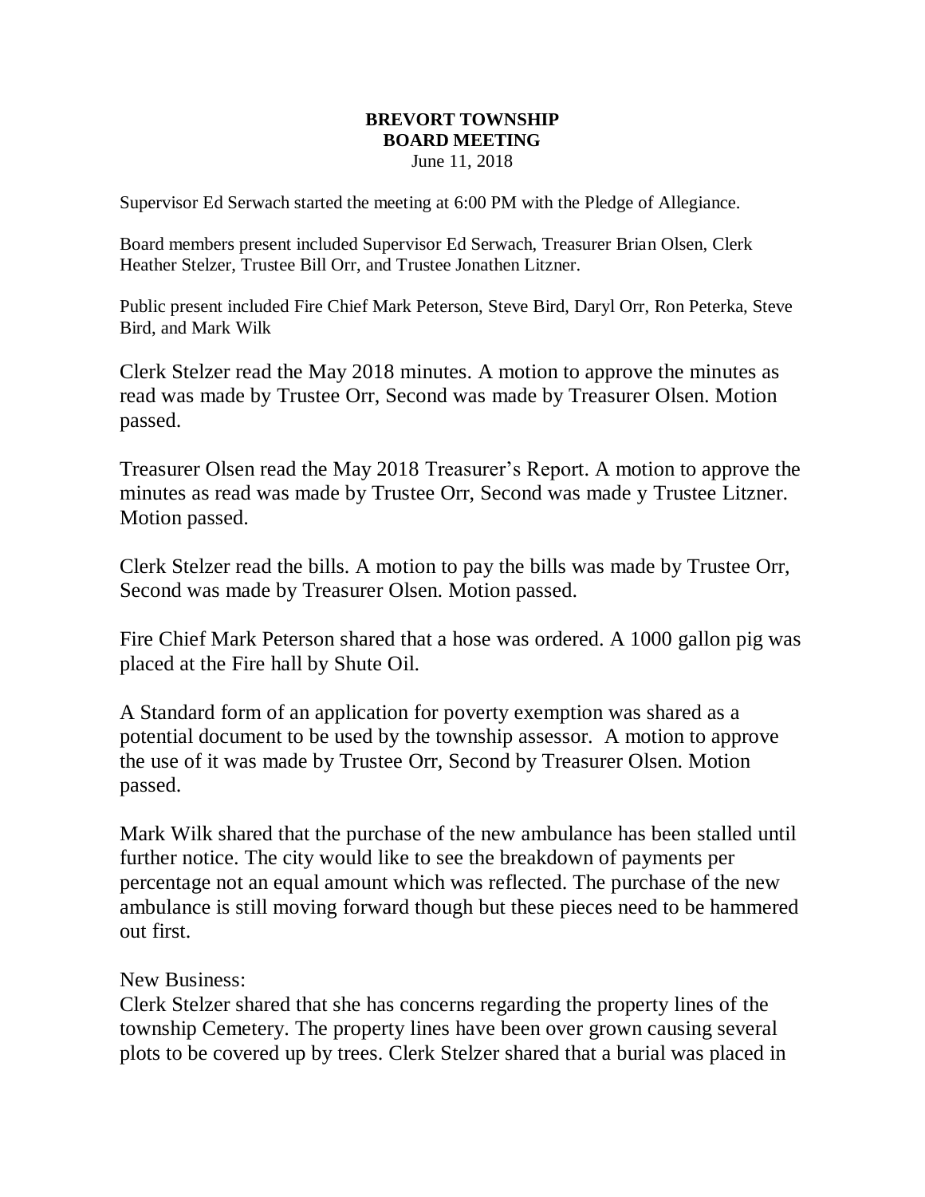**BREVORT TOWNSHIP**
**BOARD MEETING**
June 11, 2018

Supervisor Ed Serwach started the meeting at 6:00 PM with the Pledge of Allegiance.

Board members present included Supervisor Ed Serwach, Treasurer Brian Olsen, Clerk Heather Stelzer, Trustee Bill Orr, and Trustee Jonathen Litzner.

Public present included Fire Chief Mark Peterson, Steve Bird, Daryl Orr, Ron Peterka, Steve Bird, and Mark Wilk

Clerk Stelzer read the May 2018 minutes. A motion to approve the minutes as read was made by Trustee Orr, Second was made by Treasurer Olsen. Motion passed.

Treasurer Olsen read the May 2018 Treasurer's Report. A motion to approve the minutes as read was made by Trustee Orr, Second was made y Trustee Litzner. Motion passed.

Clerk Stelzer read the bills. A motion to pay the bills was made by Trustee Orr, Second was made by Treasurer Olsen. Motion passed.

Fire Chief Mark Peterson shared that a hose was ordered. A 1000 gallon pig was placed at the Fire hall by Shute Oil.

A Standard form of an application for poverty exemption was shared as a potential document to be used by the township assessor. A motion to approve the use of it was made by Trustee Orr, Second by Treasurer Olsen. Motion passed.

Mark Wilk shared that the purchase of the new ambulance has been stalled until further notice. The city would like to see the breakdown of payments per percentage not an equal amount which was reflected. The purchase of the new ambulance is still moving forward though but these pieces need to be hammered out first.

New Business:
Clerk Stelzer shared that she has concerns regarding the property lines of the township Cemetery. The property lines have been over grown causing several plots to be covered up by trees. Clerk Stelzer shared that a burial was placed in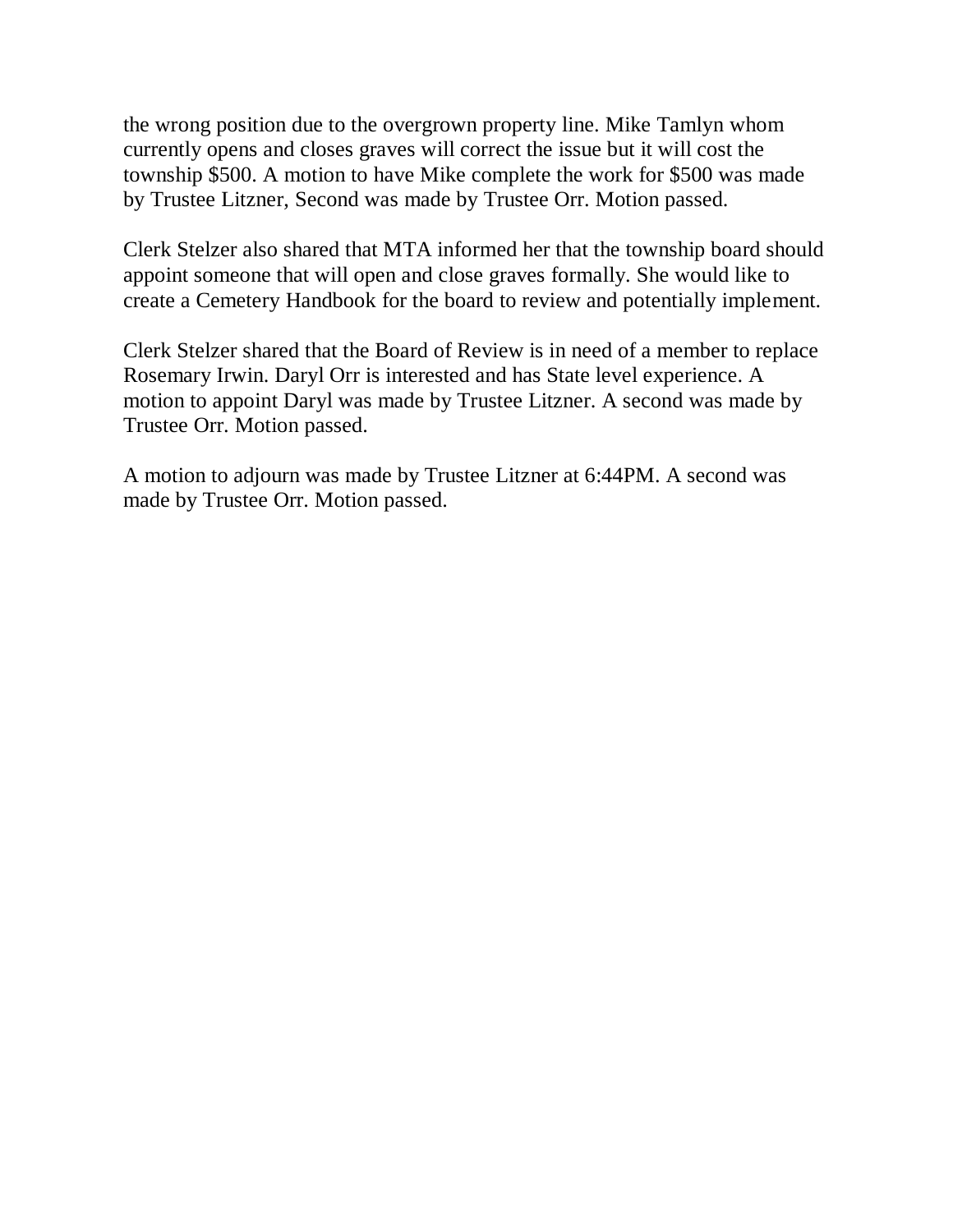the wrong position due to the overgrown property line. Mike Tamlyn whom currently opens and closes graves will correct the issue but it will cost the township $500. A motion to have Mike complete the work for $500 was made by Trustee Litzner, Second was made by Trustee Orr. Motion passed.

Clerk Stelzer also shared that MTA informed her that the township board should appoint someone that will open and close graves formally. She would like to create a Cemetery Handbook for the board to review and potentially implement.

Clerk Stelzer shared that the Board of Review is in need of a member to replace Rosemary Irwin. Daryl Orr is interested and has State level experience. A motion to appoint Daryl was made by Trustee Litzner. A second was made by Trustee Orr. Motion passed.

A motion to adjourn was made by Trustee Litzner at 6:44PM. A second was made by Trustee Orr. Motion passed.